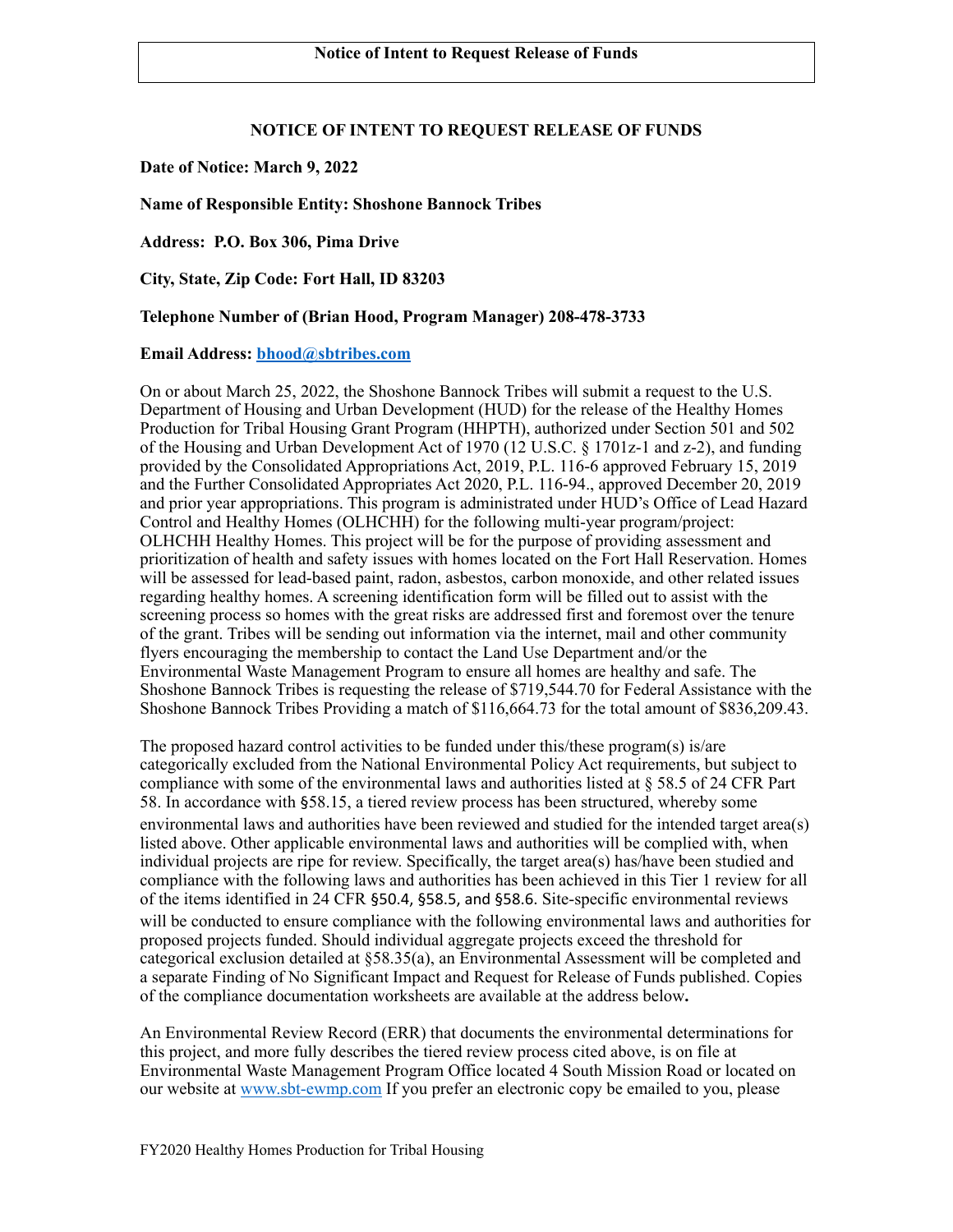**Notice of Intent to Request Release of Funds**

# NOTICE OF INTENT TO REQUEST RELEASE OF FUNDS

**Date of Notice: March 9, 2022**

**Name of Responsible Entity: Shoshone Bannock Tribes**

**Address: P.O. Box 306, Pima Drive**

**City, State, Zip Code: Fort Hall, ID 83203**

**Telephone Number of (Brian Hood, Program Manager) 208-478-3733**

**Email Address: bhood@sbtribes.com**

On or about March 25, 2022, the Shoshone Bannock Tribes will submit a request to the U.S. Department of Housing and Urban Development (HUD) for the release of the Healthy Homes Production for Tribal Housing Grant Program (HHPTH), authorized under Section 501 and 502 of the Housing and Urban Development Act of 1970 (12 U.S.C. § 1701z-1 and z-2), and funding provided by the Consolidated Appropriations Act, 2019, P.L. 116-6 approved February 15, 2019 and the Further Consolidated Appropriates Act 2020, P.L. 116-94., approved December 20, 2019 and prior year appropriations. This program is administrated under HUD's Office of Lead Hazard Control and Healthy Homes (OLHCHH) for the following multi-year program/project: OLHCHH Healthy Homes. This project will be for the purpose of providing assessment and prioritization of health and safety issues with homes located on the Fort Hall Reservation. Homes will be assessed for lead-based paint, radon, asbestos, carbon monoxide, and other related issues regarding healthy homes. A screening identification form will be filled out to assist with the screening process so homes with the great risks are addressed first and foremost over the tenure of the grant. Tribes will be sending out information via the internet, mail and other community flyers encouraging the membership to contact the Land Use Department and/or the Environmental Waste Management Program to ensure all homes are healthy and safe. The Shoshone Bannock Tribes is requesting the release of $719,544.70 for Federal Assistance with the Shoshone Bannock Tribes Providing a match of $116,664.73 for the total amount of $836,209.43.

The proposed hazard control activities to be funded under this/these program(s) is/are categorically excluded from the National Environmental Policy Act requirements, but subject to compliance with some of the environmental laws and authorities listed at § 58.5 of 24 CFR Part 58. In accordance with §58.15, a tiered review process has been structured, whereby some environmental laws and authorities have been reviewed and studied for the intended target area(s) listed above. Other applicable environmental laws and authorities will be complied with, when individual projects are ripe for review. Specifically, the target area(s) has/have been studied and compliance with the following laws and authorities has been achieved in this Tier 1 review for all of the items identified in 24 CFR §50.4, §58.5, and §58.6. Site-specific environmental reviews will be conducted to ensure compliance with the following environmental laws and authorities for proposed projects funded. Should individual aggregate projects exceed the threshold for categorical exclusion detailed at §58.35(a), an Environmental Assessment will be completed and a separate Finding of No Significant Impact and Request for Release of Funds published. Copies of the compliance documentation worksheets are available at the address below**.**

An Environmental Review Record (ERR) that documents the environmental determinations for this project, and more fully describes the tiered review process cited above, is on file at Environmental Waste Management Program Office located 4 South Mission Road or located on our website at www.sbt-ewmp.com If you prefer an electronic copy be emailed to you, please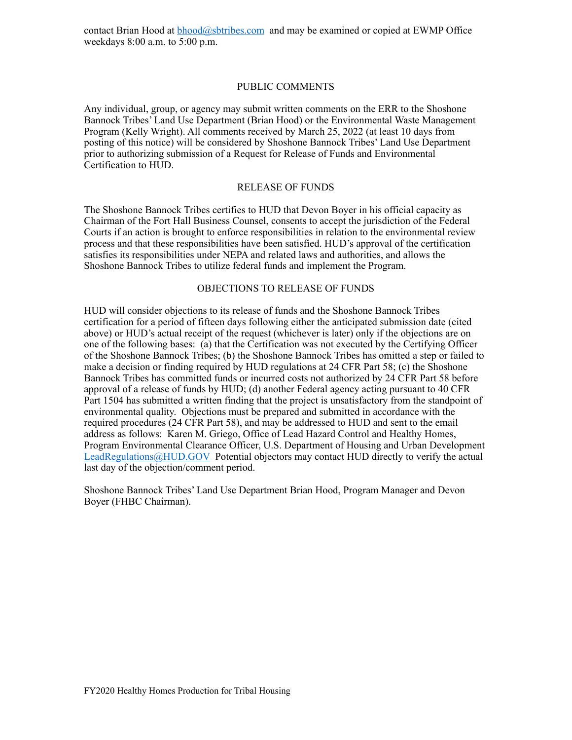contact Brian Hood at [bhood@sbtribes.com](mailto:bhood@sbtribes.com) and may be examined or copied at EWMP Office weekdays 8:00 a.m. to 5:00 p.m.

## PUBLIC COMMENTS

Any individual, group, or agency may submit written comments on the ERR to the Shoshone Bannock Tribes' Land Use Department (Brian Hood) or the Environmental Waste Management Program (Kelly Wright). All comments received by March 25, 2022 (at least 10 days from posting of this notice) will be considered by Shoshone Bannock Tribes' Land Use Department prior to authorizing submission of a Request for Release of Funds and Environmental Certification to HUD.

## RELEASE OF FUNDS

The Shoshone Bannock Tribes certifies to HUD that Devon Boyer in his official capacity as Chairman of the Fort Hall Business Counsel, consents to accept the jurisdiction of the Federal Courts if an action is brought to enforce responsibilities in relation to the environmental review process and that these responsibilities have been satisfied. HUD's approval of the certification satisfies its responsibilities under NEPA and related laws and authorities, and allows the Shoshone Bannock Tribes to utilize federal funds and implement the Program.

## OBJECTIONS TO RELEASE OF FUNDS

HUD will consider objections to its release of funds and the Shoshone Bannock Tribes certification for a period of fifteen days following either the anticipated submission date (cited above) or HUD's actual receipt of the request (whichever is later) only if the objections are on one of the following bases: (a) that the Certification was not executed by the Certifying Officer of the Shoshone Bannock Tribes; (b) the Shoshone Bannock Tribes has omitted a step or failed to make a decision or finding required by HUD regulations at 24 CFR Part 58; (c) the Shoshone Bannock Tribes has committed funds or incurred costs not authorized by 24 CFR Part 58 before approval of a release of funds by HUD; (d) another Federal agency acting pursuant to 40 CFR Part 1504 has submitted a written finding that the project is unsatisfactory from the standpoint of environmental quality. Objections must be prepared and submitted in accordance with the required procedures (24 CFR Part 58), and may be addressed to HUD and sent to the email address as follows: Karen M. Griego, Office of Lead Hazard Control and Healthy Homes, Program Environmental Clearance Officer, U.S. Department of Housing and Urban Development [LeadRegulations@HUD.GOV](mailto:LeadRegulations@HUD.GOV) Potential objectors may contact HUD directly to verify the actual last day of the objection/comment period.

Shoshone Bannock Tribes' Land Use Department Brian Hood, Program Manager and Devon Boyer (FHBC Chairman).